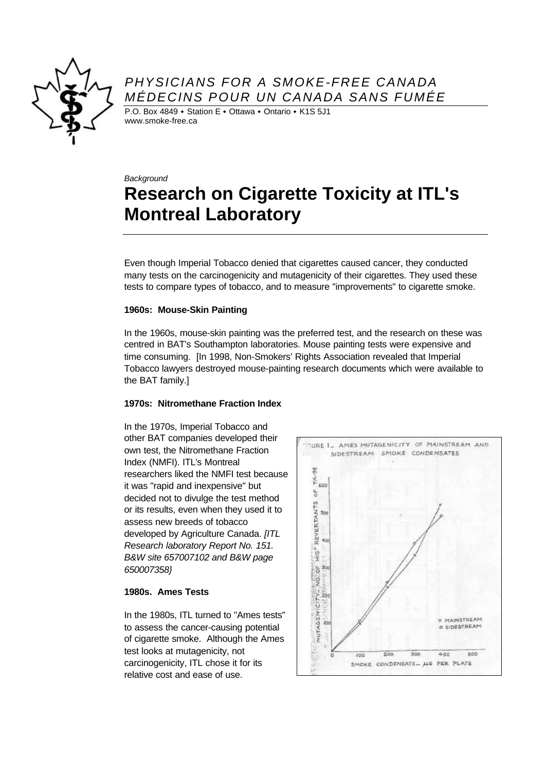# PHYSICIANS FOR A SMOKE-FREE CANADA
# MÉDECINS POUR UN CANADA SANS FUMÉE

P.O. Box 4849 • Station E • Ottawa • Ontario • K1S 5J1
www.smoke-free.ca

*Background*

# Research on Cigarette Toxicity at ITL's Montreal Laboratory

Even though Imperial Tobacco denied that cigarettes caused cancer, they conducted many tests on the carcinogenicity and mutagenicity of their cigarettes. They used these tests to compare types of tobacco, and to measure "improvements" to cigarette smoke.

**1960s: Mouse-Skin Painting**

In the 1960s, mouse-skin painting was the preferred test, and the research on these was centred in BAT's Southampton laboratories. Mouse painting tests were expensive and time consuming. [In 1998, Non-Smokers' Rights Association revealed that Imperial Tobacco lawyers destroyed mouse-painting research documents which were available to the BAT family.]

**1970s: Nitromethane Fraction Index**

In the 1970s, Imperial Tobacco and other BAT companies developed their own test, the Nitromethane Fraction Index (NMFI). ITL's Montreal researchers liked the NMFI test because it was "rapid and inexpensive" but decided not to divulge the test method or its results, even when they used it to assess new breeds of tobacco developed by Agriculture Canada. *[ITL Research laboratory Report No. 151. B&W site 657007102 and B&W page 650007358}*

**1980s. Ames Tests**

In the 1980s, ITL turned to "Ames tests" to assess the cancer-causing potential of cigarette smoke. Although the Ames test looks at mutagenicity, not carcinogenicity, ITL chose it for its relative cost and ease of use.

FIGURE 1. AMES MUTAGENICITY OF MAINSTREAM AND SIDESTREAM SMOKE CONDENSATES

MUTAGENICITY – NO. OF HIS+ REVERTANTS OF TA-98

600
500
400
300
200
100
0

100 200 300 400 500

SMOKE CONDENSATE – µG PER PLATE

× MAINSTREAM
o SIDESTREAM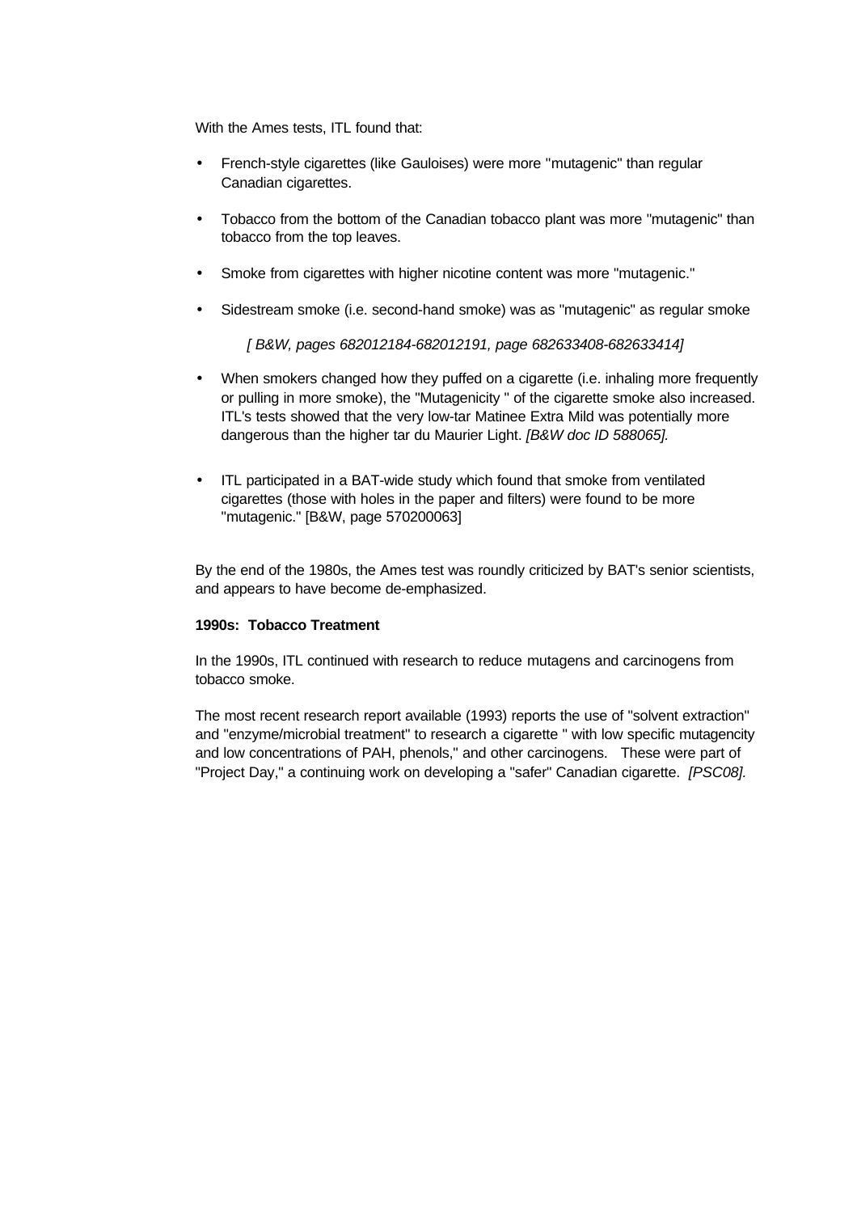With the Ames tests, ITL found that:

- French-style cigarettes (like Gauloises) were more "mutagenic" than regular Canadian cigarettes.
- Tobacco from the bottom of the Canadian tobacco plant was more "mutagenic" than tobacco from the top leaves.
- Smoke from cigarettes with higher nicotine content was more "mutagenic."
- Sidestream smoke (i.e. second-hand smoke) was as "mutagenic" as regular smoke

  *[ B&W, pages 682012184-682012191, page 682633408-682633414]*

- When smokers changed how they puffed on a cigarette (i.e. inhaling more frequently or pulling in more smoke), the "Mutagenicity " of the cigarette smoke also increased. ITL's tests showed that the very low-tar Matinee Extra Mild was potentially more dangerous than the higher tar du Maurier Light. *[B&W doc ID 588065].*
- ITL participated in a BAT-wide study which found that smoke from ventilated cigarettes (those with holes in the paper and filters) were found to be more "mutagenic." [B&W, page 570200063]

By the end of the 1980s, the Ames test was roundly criticized by BAT's senior scientists, and appears to have become de-emphasized.

**1990s: Tobacco Treatment**

In the 1990s, ITL continued with research to reduce mutagens and carcinogens from tobacco smoke.

The most recent research report available (1993) reports the use of "solvent extraction" and "enzyme/microbial treatment" to research a cigarette " with low specific mutagencity and low concentrations of PAH, phenols," and other carcinogens. These were part of "Project Day," a continuing work on developing a "safer" Canadian cigarette. *[PSC08].*